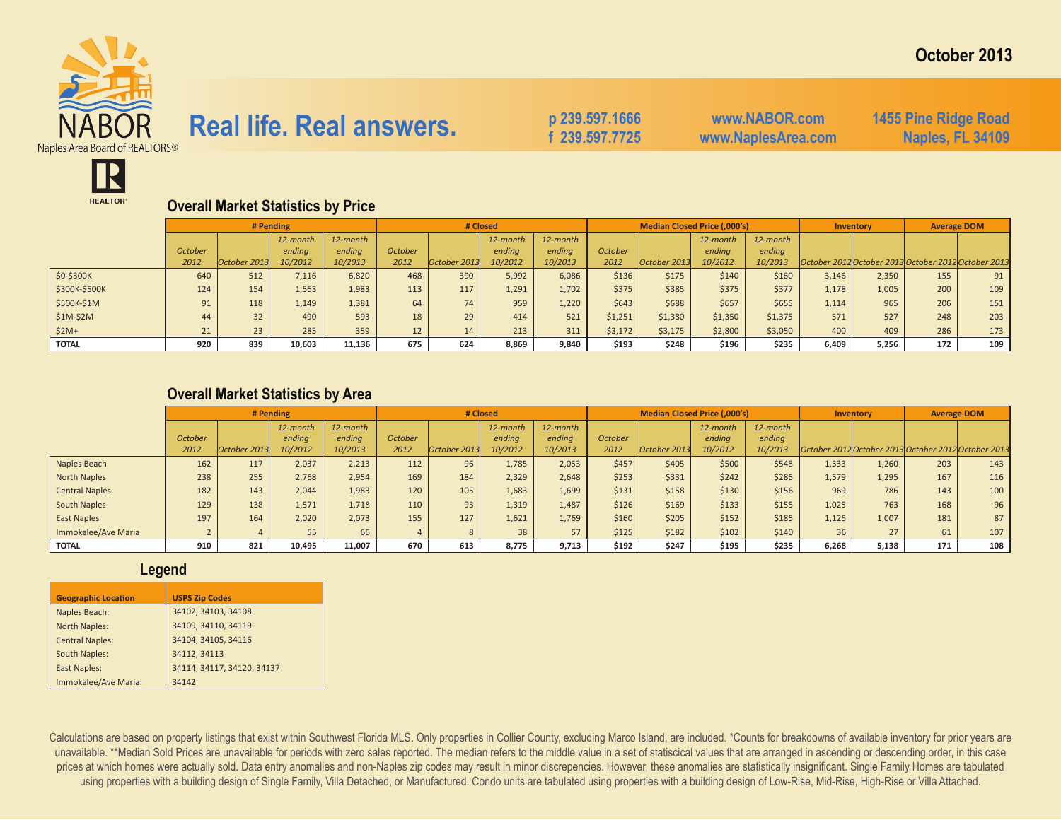October 2013

NABOR
Naples Area Board of REALTORS®

# Real life. Real answers.

p 239.597.1666
f 239.597.7725

www.NABOR.com
www.NaplesArea.com

1455 Pine Ridge Road
Naples, FL 34109

REALTOR®

## Overall Market Statistics by Price

| | # Pending | | | | # Closed | | | | Median Closed Price (,000's) | | | | Inventory | | Average DOM | |
|---|---|---|---|---|---|---|---|---|---|---|---|---|---|---|---|---|
| | *October 2012* | *October 2013* | *12-month ending 10/2012* | *12-month ending 10/2013* | *October 2012* | *October 2013* | *12-month ending 10/2012* | *12-month ending 10/2013* | *October 2012* | *October 2013* | *12-month ending 10/2012* | *12-month ending 10/2013* | *October 2012* | *October 2013* | *October 2012* | *October 2013* |
| $0-$300K | 640 | 512 | 7,116 | 6,820 | 468 | 390 | 5,992 | 6,086 | $136 | $175 | $140 | $160 | 3,146 | 2,350 | 155 | 91 |
| $300K-$500K | 124 | 154 | 1,563 | 1,983 | 113 | 117 | 1,291 | 1,702 | $375 | $385 | $375 | $377 | 1,178 | 1,005 | 200 | 109 |
| $500K-$1M | 91 | 118 | 1,149 | 1,381 | 64 | 74 | 959 | 1,220 | $643 | $688 | $657 | $655 | 1,114 | 965 | 206 | 151 |
| $1M-$2M | 44 | 32 | 490 | 593 | 18 | 29 | 414 | 521 | $1,251 | $1,380 | $1,350 | $1,375 | 571 | 527 | 248 | 203 |
| $2M+ | 21 | 23 | 285 | 359 | 12 | 14 | 213 | 311 | $3,172 | $3,175 | $2,800 | $3,050 | 400 | 409 | 286 | 173 |
| **TOTAL** | **920** | **839** | **10,603** | **11,136** | **675** | **624** | **8,869** | **9,840** | **$193** | **$248** | **$196** | **$235** | **6,409** | **5,256** | **172** | **109** |

## Overall Market Statistics by Area

| | # Pending | | | | # Closed | | | | Median Closed Price (,000's) | | | | Inventory | | Average DOM | |
|---|---|---|---|---|---|---|---|---|---|---|---|---|---|---|---|---|
| | *October 2012* | *October 2013* | *12-month ending 10/2012* | *12-month ending 10/2013* | *October 2012* | *October 2013* | *12-month ending 10/2012* | *12-month ending 10/2013* | *October 2012* | *October 2013* | *12-month ending 10/2012* | *12-month ending 10/2013* | *October 2012* | *October 2013* | *October 2012* | *October 2013* |
| Naples Beach | 162 | 117 | 2,037 | 2,213 | 112 | 96 | 1,785 | 2,053 | $457 | $405 | $500 | $548 | 1,533 | 1,260 | 203 | 143 |
| North Naples | 238 | 255 | 2,768 | 2,954 | 169 | 184 | 2,329 | 2,648 | $253 | $331 | $242 | $285 | 1,579 | 1,295 | 167 | 116 |
| Central Naples | 182 | 143 | 2,044 | 1,983 | 120 | 105 | 1,683 | 1,699 | $131 | $158 | $130 | $156 | 969 | 786 | 143 | 100 |
| South Naples | 129 | 138 | 1,571 | 1,718 | 110 | 93 | 1,319 | 1,487 | $126 | $169 | $133 | $155 | 1,025 | 763 | 168 | 96 |
| East Naples | 197 | 164 | 2,020 | 2,073 | 155 | 127 | 1,621 | 1,769 | $160 | $205 | $152 | $185 | 1,126 | 1,007 | 181 | 87 |
| Immokalee/Ave Maria | 2 | 4 | 55 | 66 | 4 | 8 | 38 | 57 | $125 | $182 | $102 | $140 | 36 | 27 | 61 | 107 |
| **TOTAL** | **910** | **821** | **10,495** | **11,007** | **670** | **613** | **8,775** | **9,713** | **$192** | **$247** | **$195** | **$235** | **6,268** | **5,138** | **171** | **108** |

## Legend

| Geographic Location | USPS Zip Codes |
|---|---|
| Naples Beach: | 34102, 34103, 34108 |
| North Naples: | 34109, 34110, 34119 |
| Central Naples: | 34104, 34105, 34116 |
| South Naples: | 34112, 34113 |
| East Naples: | 34114, 34117, 34120, 34137 |
| Immokalee/Ave Maria: | 34142 |

Calculations are based on property listings that exist within Southwest Florida MLS. Only properties in Collier County, excluding Marco Island, are included. *Counts for breakdowns of available inventory for prior years are unavailable. **Median Sold Prices are unavailable for periods with zero sales reported. The median refers to the middle value in a set of statiscical values that are arranged in ascending or descending order, in this case prices at which homes were actually sold. Data entry anomalies and non-Naples zip codes may result in minor discrepencies. However, these anomalies are statistically insignificant. Single Family Homes are tabulated using properties with a building design of Single Family, Villa Detached, or Manufactured. Condo units are tabulated using properties with a building design of Low-Rise, Mid-Rise, High-Rise or Villa Attached.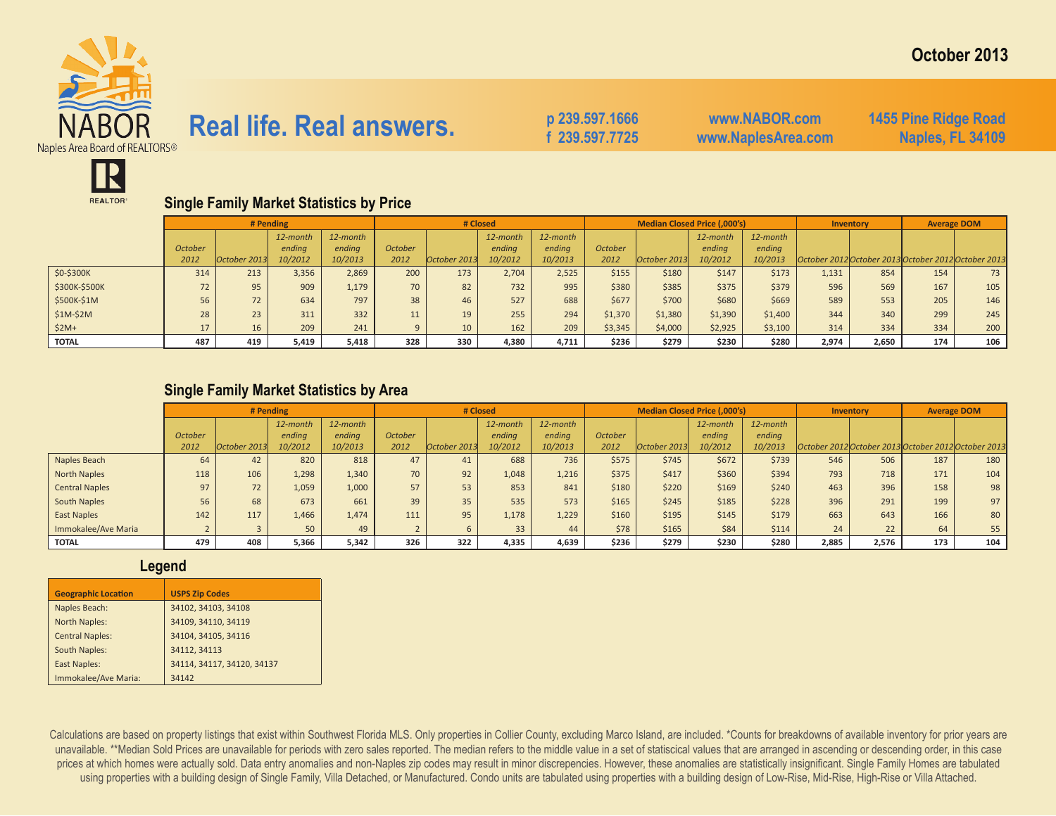October 2013

NABOR
Naples Area Board of REALTORS®

# Real life. Real answers.

p 239.597.1666
f 239.597.7725

www.NABOR.com
www.NaplesArea.com

1455 Pine Ridge Road
Naples, FL 34109

REALTOR®

## Single Family Market Statistics by Price

| | # Pending | | | | # Closed | | | | Median Closed Price (,000's) | | | | Inventory | | Average DOM | |
|---|---|---|---|---|---|---|---|---|---|---|---|---|---|---|---|---|
| | *October 2012* | *October 2013* | *12-month ending 10/2012* | *12-month ending 10/2013* | *October 2012* | *October 2013* | *12-month ending 10/2012* | *12-month ending 10/2013* | *October 2012* | *October 2013* | *12-month ending 10/2012* | *12-month ending 10/2013* | *October 2012* | *October 2013* | *October 2012* | *October 2013* |
| $0-$300K | 314 | 213 | 3,356 | 2,869 | 200 | 173 | 2,704 | 2,525 | $155 | $180 | $147 | $173 | 1,131 | 854 | 154 | 73 |
| $300K-$500K | 72 | 95 | 909 | 1,179 | 70 | 82 | 732 | 995 | $380 | $385 | $375 | $379 | 596 | 569 | 167 | 105 |
| $500K-$1M | 56 | 72 | 634 | 797 | 38 | 46 | 527 | 688 | $677 | $700 | $680 | $669 | 589 | 553 | 205 | 146 |
| $1M-$2M | 28 | 23 | 311 | 332 | 11 | 19 | 255 | 294 | $1,370 | $1,380 | $1,390 | $1,400 | 344 | 340 | 299 | 245 |
| $2M+ | 17 | 16 | 209 | 241 | 9 | 10 | 162 | 209 | $3,345 | $4,000 | $2,925 | $3,100 | 314 | 334 | 334 | 200 |
| **TOTAL** | **487** | **419** | **5,419** | **5,418** | **328** | **330** | **4,380** | **4,711** | **$236** | **$279** | **$230** | **$280** | **2,974** | **2,650** | **174** | **106** |

## Single Family Market Statistics by Area

| | # Pending | | | | # Closed | | | | Median Closed Price (,000's) | | | | Inventory | | Average DOM | |
|---|---|---|---|---|---|---|---|---|---|---|---|---|---|---|---|---|
| | *October 2012* | *October 2013* | *12-month ending 10/2012* | *12-month ending 10/2013* | *October 2012* | *October 2013* | *12-month ending 10/2012* | *12-month ending 10/2013* | *October 2012* | *October 2013* | *12-month ending 10/2012* | *12-month ending 10/2013* | *October 2012* | *October 2013* | *October 2012* | *October 2013* |
| Naples Beach | 64 | 42 | 820 | 818 | 47 | 41 | 688 | 736 | $575 | $745 | $672 | $739 | 546 | 506 | 187 | 180 |
| North Naples | 118 | 106 | 1,298 | 1,340 | 70 | 92 | 1,048 | 1,216 | $375 | $417 | $360 | $394 | 793 | 718 | 171 | 104 |
| Central Naples | 97 | 72 | 1,059 | 1,000 | 57 | 53 | 853 | 841 | $180 | $220 | $169 | $240 | 463 | 396 | 158 | 98 |
| South Naples | 56 | 68 | 673 | 661 | 39 | 35 | 535 | 573 | $165 | $245 | $185 | $228 | 396 | 291 | 199 | 97 |
| East Naples | 142 | 117 | 1,466 | 1,474 | 111 | 95 | 1,178 | 1,229 | $160 | $195 | $145 | $179 | 663 | 643 | 166 | 80 |
| Immokalee/Ave Maria | 2 | 3 | 50 | 49 | 2 | 6 | 33 | 44 | $78 | $165 | $84 | $114 | 24 | 22 | 64 | 55 |
| **TOTAL** | **479** | **408** | **5,366** | **5,342** | **326** | **322** | **4,335** | **4,639** | **$236** | **$279** | **$230** | **$280** | **2,885** | **2,576** | **173** | **104** |

## Legend

| Geographic Location | USPS Zip Codes |
|---|---|
| Naples Beach: | 34102, 34103, 34108 |
| North Naples: | 34109, 34110, 34119 |
| Central Naples: | 34104, 34105, 34116 |
| South Naples: | 34112, 34113 |
| East Naples: | 34114, 34117, 34120, 34137 |
| Immokalee/Ave Maria: | 34142 |

Calculations are based on property listings that exist within Southwest Florida MLS. Only properties in Collier County, excluding Marco Island, are included. *Counts for breakdowns of available inventory for prior years are unavailable. **Median Sold Prices are unavailable for periods with zero sales reported. The median refers to the middle value in a set of statiscical values that are arranged in ascending or descending order, in this case prices at which homes were actually sold. Data entry anomalies and non-Naples zip codes may result in minor discrepencies. However, these anomalies are statistically insignificant. Single Family Homes are tabulated using properties with a building design of Single Family, Villa Detached, or Manufactured. Condo units are tabulated using properties with a building design of Low-Rise, Mid-Rise, High-Rise or Villa Attached.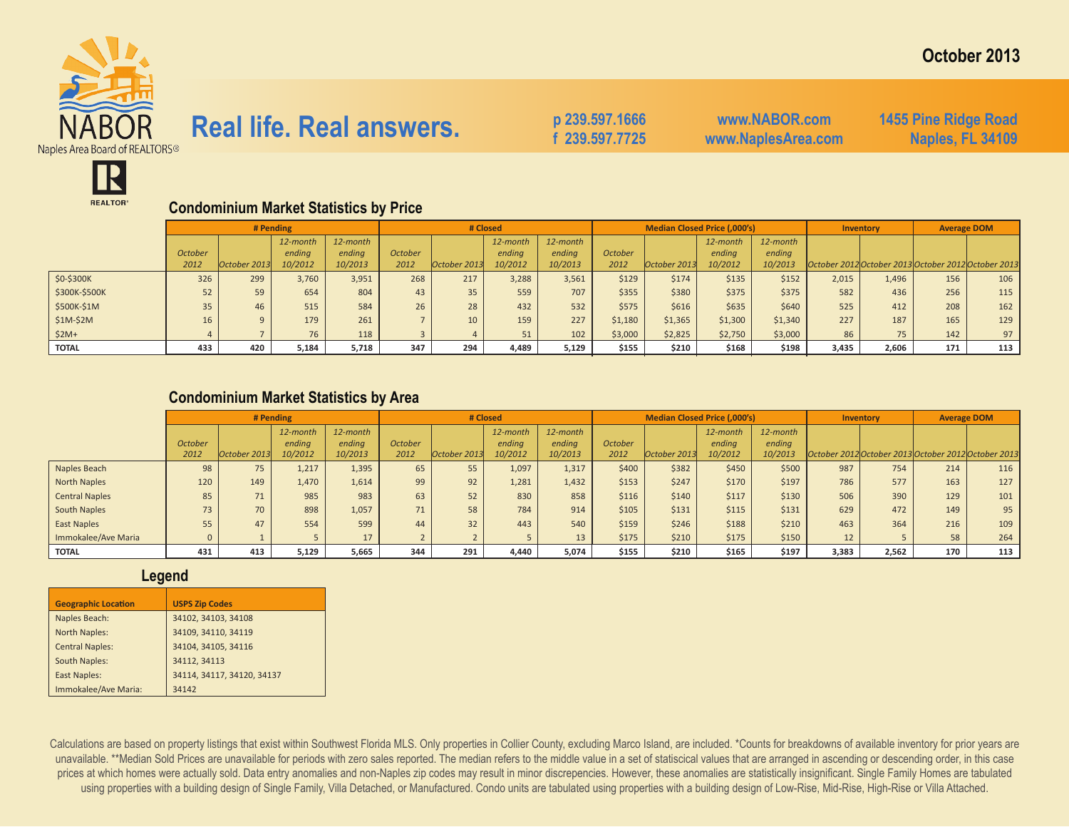October 2013

NABOR
Naples Area Board of REALTORS®

REALTOR®

# Real life. Real answers.

p 239.597.1666
f 239.597.7725

www.NABOR.com
www.NaplesArea.com

1455 Pine Ridge Road
Naples, FL 34109

## Condominium Market Statistics by Price

| | # Pending | | | | # Closed | | | | Median Closed Price (,000's) | | | | Inventory | | Average DOM | |
|---|---|---|---|---|---|---|---|---|---|---|---|---|---|---|---|---|
| | *October 2012* | *October 2013* | *12-month ending 10/2012* | *12-month ending 10/2013* | *October 2012* | *October 2013* | *12-month ending 10/2012* | *12-month ending 10/2013* | *October 2012* | *October 2013* | *12-month ending 10/2012* | *12-month ending 10/2013* | *October 2012* | *October 2013* | *October 2012* | *October 2013* |
| $0-$300K | 326 | 299 | 3,760 | 3,951 | 268 | 217 | 3,288 | 3,561 | $129 | $174 | $135 | $152 | 2,015 | 1,496 | 156 | 106 |
| $300K-$500K | 52 | 59 | 654 | 804 | 43 | 35 | 559 | 707 | $355 | $380 | $375 | $375 | 582 | 436 | 256 | 115 |
| $500K-$1M | 35 | 46 | 515 | 584 | 26 | 28 | 432 | 532 | $575 | $616 | $635 | $640 | 525 | 412 | 208 | 162 |
| $1M-$2M | 16 | 9 | 179 | 261 | 7 | 10 | 159 | 227 | $1,180 | $1,365 | $1,300 | $1,340 | 227 | 187 | 165 | 129 |
| $2M+ | 4 | 7 | 76 | 118 | 3 | 4 | 51 | 102 | $3,000 | $2,825 | $2,750 | $3,000 | 86 | 75 | 142 | 97 |
| **TOTAL** | **433** | **420** | **5,184** | **5,718** | **347** | **294** | **4,489** | **5,129** | **$155** | **$210** | **$168** | **$198** | **3,435** | **2,606** | **171** | **113** |

## Condominium Market Statistics by Area

| | # Pending | | | | # Closed | | | | Median Closed Price (,000's) | | | | Inventory | | Average DOM | |
|---|---|---|---|---|---|---|---|---|---|---|---|---|---|---|---|---|
| | *October 2012* | *October 2013* | *12-month ending 10/2012* | *12-month ending 10/2013* | *October 2012* | *October 2013* | *12-month ending 10/2012* | *12-month ending 10/2013* | *October 2012* | *October 2013* | *12-month ending 10/2012* | *12-month ending 10/2013* | *October 2012* | *October 2013* | *October 2012* | *October 2013* |
| Naples Beach | 98 | 75 | 1,217 | 1,395 | 65 | 55 | 1,097 | 1,317 | $400 | $382 | $450 | $500 | 987 | 754 | 214 | 116 |
| North Naples | 120 | 149 | 1,470 | 1,614 | 99 | 92 | 1,281 | 1,432 | $153 | $247 | $170 | $197 | 786 | 577 | 163 | 127 |
| Central Naples | 85 | 71 | 985 | 983 | 63 | 52 | 830 | 858 | $116 | $140 | $117 | $130 | 506 | 390 | 129 | 101 |
| South Naples | 73 | 70 | 898 | 1,057 | 71 | 58 | 784 | 914 | $105 | $131 | $115 | $131 | 629 | 472 | 149 | 95 |
| East Naples | 55 | 47 | 554 | 599 | 44 | 32 | 443 | 540 | $159 | $246 | $188 | $210 | 463 | 364 | 216 | 109 |
| Immokalee/Ave Maria | 0 | 1 | 5 | 17 | 2 | 2 | 5 | 13 | $175 | $210 | $175 | $150 | 12 | 5 | 58 | 264 |
| **TOTAL** | **431** | **413** | **5,129** | **5,665** | **344** | **291** | **4,440** | **5,074** | **$155** | **$210** | **$165** | **$197** | **3,383** | **2,562** | **170** | **113** |

## Legend

| Geographic Location | USPS Zip Codes |
|---|---|
| Naples Beach: | 34102, 34103, 34108 |
| North Naples: | 34109, 34110, 34119 |
| Central Naples: | 34104, 34105, 34116 |
| South Naples: | 34112, 34113 |
| East Naples: | 34114, 34117, 34120, 34137 |
| Immokalee/Ave Maria: | 34142 |

Calculations are based on property listings that exist within Southwest Florida MLS. Only properties in Collier County, excluding Marco Island, are included. *Counts for breakdowns of available inventory for prior years are unavailable. **Median Sold Prices are unavailable for periods with zero sales reported. The median refers to the middle value in a set of statiscical values that are arranged in ascending or descending order, in this case prices at which homes were actually sold. Data entry anomalies and non-Naples zip codes may result in minor discrepencies. However, these anomalies are statistically insignificant. Single Family Homes are tabulated using properties with a building design of Single Family, Villa Detached, or Manufactured. Condo units are tabulated using properties with a building design of Low-Rise, Mid-Rise, High-Rise or Villa Attached.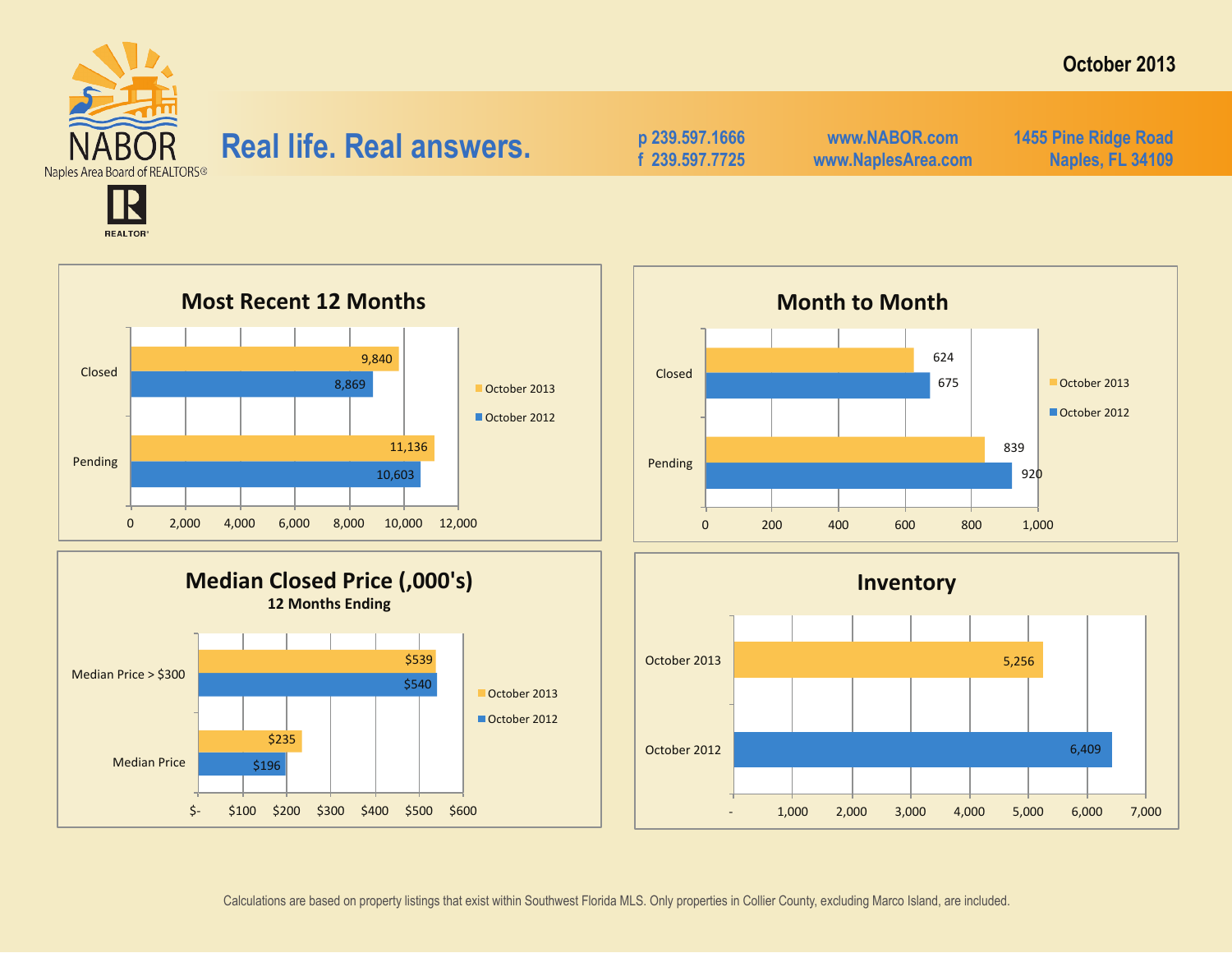October 2013

NABOR
Naples Area Board of REALTORS®

REALTOR®

# Real life. Real answers.

p 239.597.1666
f 239.597.7725

www.NABOR.com
www.NaplesArea.com

1455 Pine Ridge Road
Naples, FL 34109

## Most Recent 12 Months

Closed
9,840
8,869

Pending
11,136
10,603

0 2,000 4,000 6,000 8,000 10,000 12,000

October 2013
October 2012

## Month to Month

Closed
624
675

Pending
839
920

0 200 400 600 800 1,000

October 2013
October 2012

## Median Closed Price (,000's)

**12 Months Ending**

Median Price > $300
$539
$540

Median Price
$235
$196

$- $100 $200 $300 $400 $500 $600

October 2013
October 2012

## Inventory

October 2013
5,256

October 2012
6,409

- 1,000 2,000 3,000 4,000 5,000 6,000 7,000

Calculations are based on property listings that exist within Southwest Florida MLS. Only properties in Collier County, excluding Marco Island, are included.